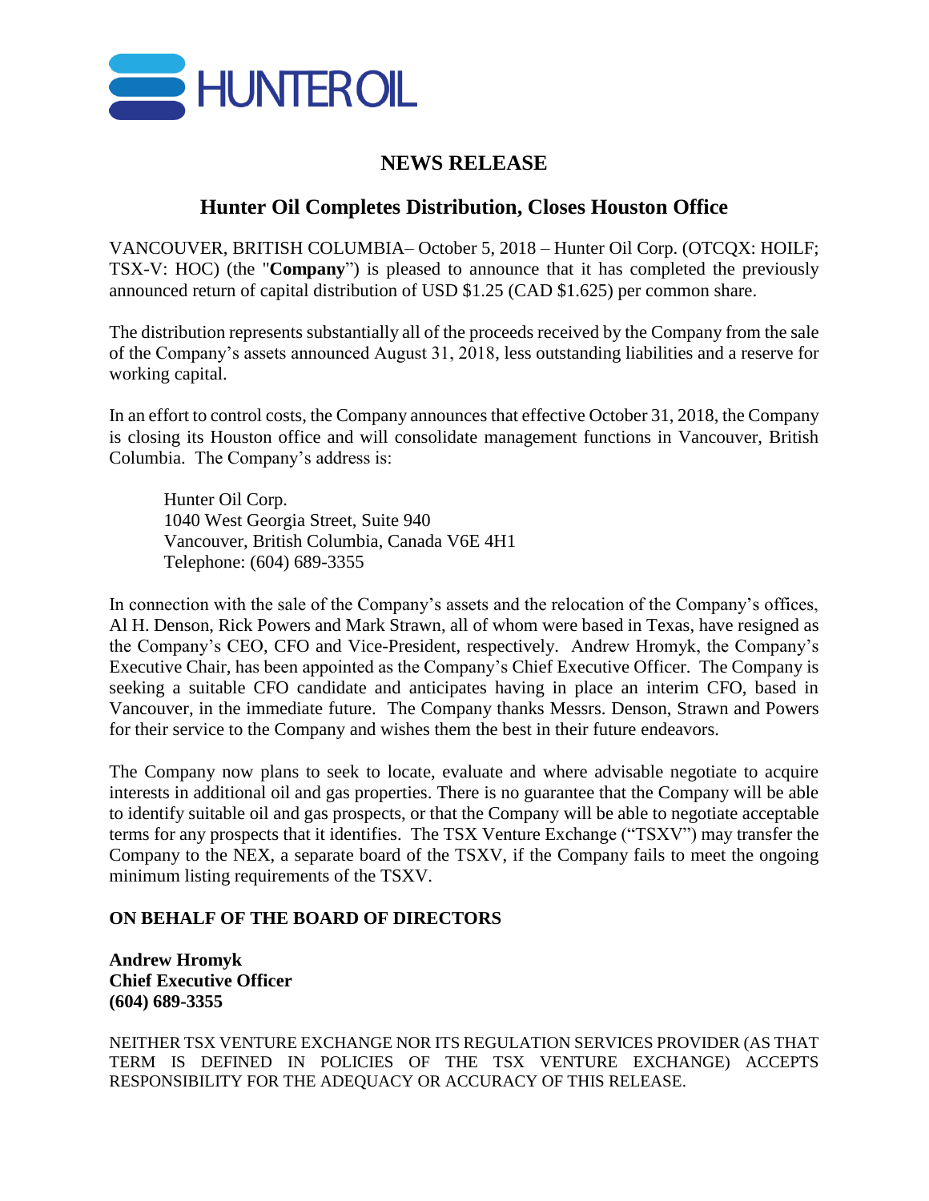HUNTER OIL

# NEWS RELEASE

## Hunter Oil Completes Distribution, Closes Houston Office

VANCOUVER, BRITISH COLUMBIA– October 5, 2018 – Hunter Oil Corp. (OTCQX: HOILF; TSX-V: HOC) (the "**Company**") is pleased to announce that it has completed the previously announced return of capital distribution of USD $1.25 (CAD $1.625) per common share.

The distribution represents substantially all of the proceeds received by the Company from the sale of the Company's assets announced August 31, 2018, less outstanding liabilities and a reserve for working capital.

In an effort to control costs, the Company announces that effective October 31, 2018, the Company is closing its Houston office and will consolidate management functions in Vancouver, British Columbia. The Company's address is:

> Hunter Oil Corp.
> 1040 West Georgia Street, Suite 940
> Vancouver, British Columbia, Canada V6E 4H1
> Telephone: (604) 689-3355

In connection with the sale of the Company's assets and the relocation of the Company's offices, Al H. Denson, Rick Powers and Mark Strawn, all of whom were based in Texas, have resigned as the Company's CEO, CFO and Vice-President, respectively. Andrew Hromyk, the Company's Executive Chair, has been appointed as the Company's Chief Executive Officer. The Company is seeking a suitable CFO candidate and anticipates having in place an interim CFO, based in Vancouver, in the immediate future. The Company thanks Messrs. Denson, Strawn and Powers for their service to the Company and wishes them the best in their future endeavors.

The Company now plans to seek to locate, evaluate and where advisable negotiate to acquire interests in additional oil and gas properties. There is no guarantee that the Company will be able to identify suitable oil and gas prospects, or that the Company will be able to negotiate acceptable terms for any prospects that it identifies. The TSX Venture Exchange ("TSXV") may transfer the Company to the NEX, a separate board of the TSXV, if the Company fails to meet the ongoing minimum listing requirements of the TSXV.

**ON BEHALF OF THE BOARD OF DIRECTORS**

**Andrew Hromyk**
**Chief Executive Officer**
**(604) 689-3355**

NEITHER TSX VENTURE EXCHANGE NOR ITS REGULATION SERVICES PROVIDER (AS THAT TERM IS DEFINED IN POLICIES OF THE TSX VENTURE EXCHANGE) ACCEPTS RESPONSIBILITY FOR THE ADEQUACY OR ACCURACY OF THIS RELEASE.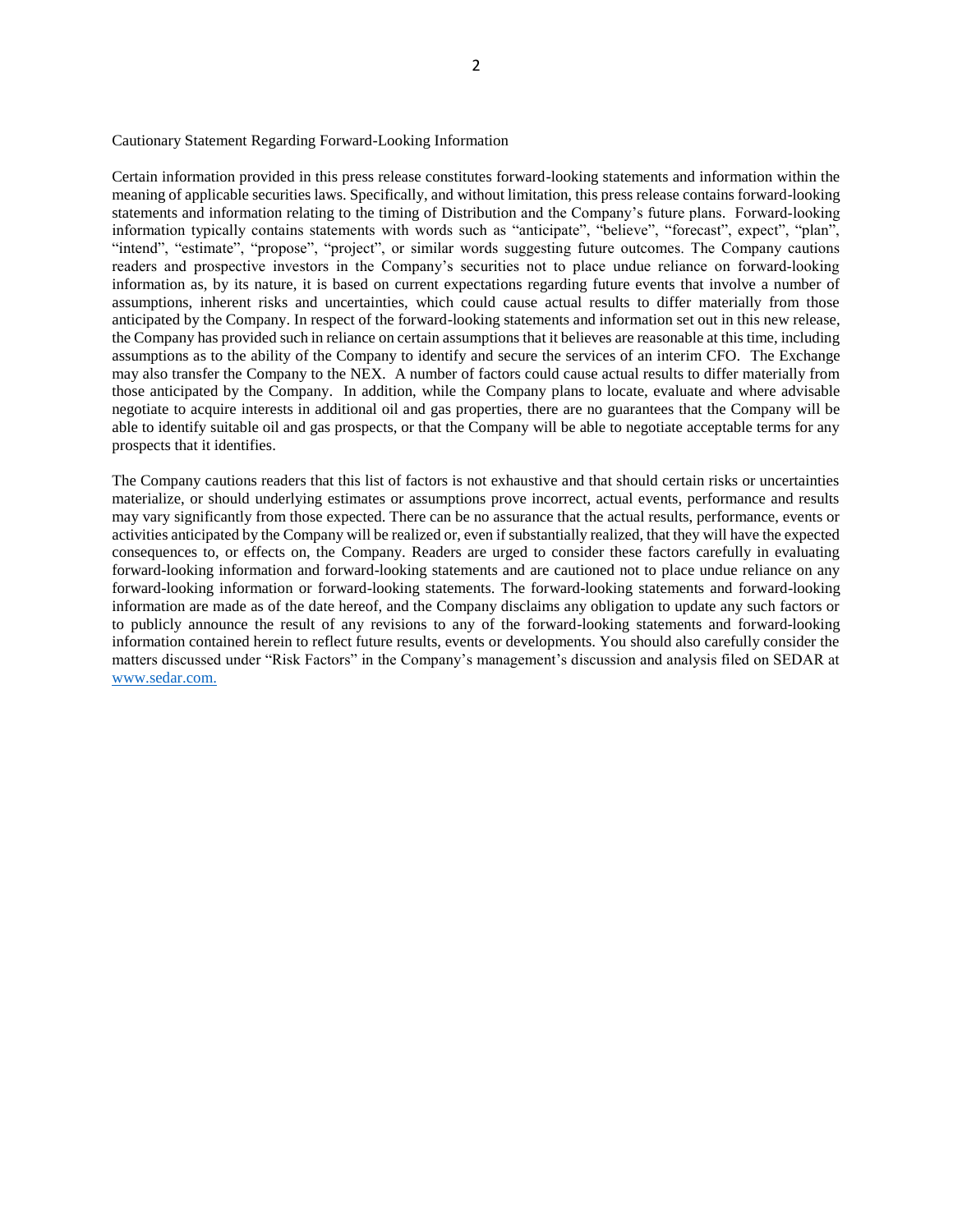Cautionary Statement Regarding Forward-Looking Information

Certain information provided in this press release constitutes forward-looking statements and information within the meaning of applicable securities laws. Specifically, and without limitation, this press release contains forward-looking statements and information relating to the timing of Distribution and the Company's future plans. Forward-looking information typically contains statements with words such as "anticipate", "believe", "forecast", expect", "plan", "intend", "estimate", "propose", "project", or similar words suggesting future outcomes. The Company cautions readers and prospective investors in the Company's securities not to place undue reliance on forward-looking information as, by its nature, it is based on current expectations regarding future events that involve a number of assumptions, inherent risks and uncertainties, which could cause actual results to differ materially from those anticipated by the Company. In respect of the forward-looking statements and information set out in this new release, the Company has provided such in reliance on certain assumptions that it believes are reasonable at this time, including assumptions as to the ability of the Company to identify and secure the services of an interim CFO. The Exchange may also transfer the Company to the NEX. A number of factors could cause actual results to differ materially from those anticipated by the Company. In addition, while the Company plans to locate, evaluate and where advisable negotiate to acquire interests in additional oil and gas properties, there are no guarantees that the Company will be able to identify suitable oil and gas prospects, or that the Company will be able to negotiate acceptable terms for any prospects that it identifies.

The Company cautions readers that this list of factors is not exhaustive and that should certain risks or uncertainties materialize, or should underlying estimates or assumptions prove incorrect, actual events, performance and results may vary significantly from those expected. There can be no assurance that the actual results, performance, events or activities anticipated by the Company will be realized or, even if substantially realized, that they will have the expected consequences to, or effects on, the Company. Readers are urged to consider these factors carefully in evaluating forward-looking information and forward-looking statements and are cautioned not to place undue reliance on any forward-looking information or forward-looking statements. The forward-looking statements and forward-looking information are made as of the date hereof, and the Company disclaims any obligation to update any such factors or to publicly announce the result of any revisions to any of the forward-looking statements and forward-looking information contained herein to reflect future results, events or developments. You should also carefully consider the matters discussed under "Risk Factors" in the Company's management's discussion and analysis filed on SEDAR at www.sedar.com.